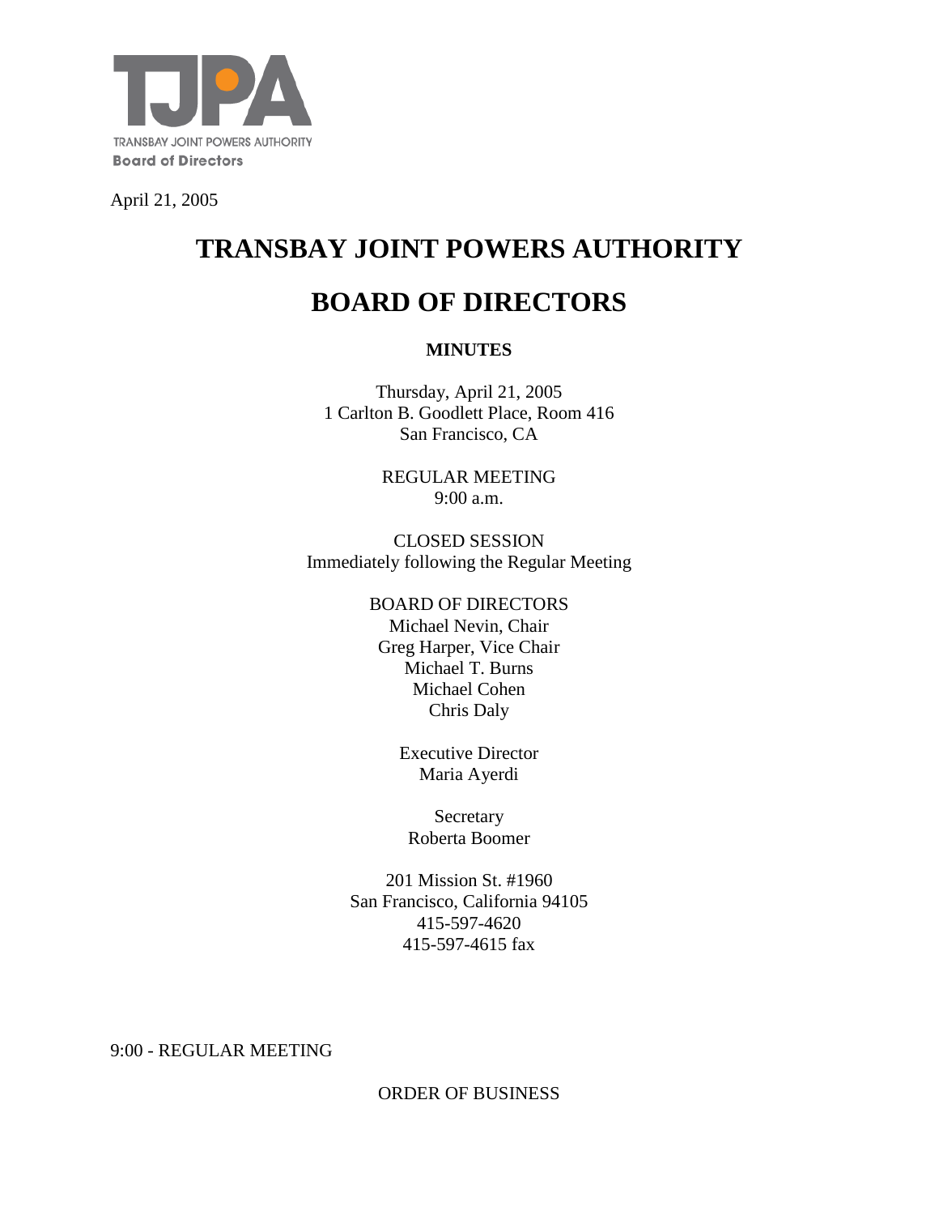TJPA

TRANSBAY JOINT POWERS AUTHORITY
**Board of Directors**

April 21, 2005

# TRANSBAY JOINT POWERS AUTHORITY

# BOARD OF DIRECTORS

**MINUTES**

Thursday, April 21, 2005
1 Carlton B. Goodlett Place, Room 416
San Francisco, CA

REGULAR MEETING
9:00 a.m.

CLOSED SESSION
Immediately following the Regular Meeting

BOARD OF DIRECTORS
Michael Nevin, Chair
Greg Harper, Vice Chair
Michael T. Burns
Michael Cohen
Chris Daly

Executive Director
Maria Ayerdi

Secretary
Roberta Boomer

201 Mission St. #1960
San Francisco, California 94105
415-597-4620
415-597-4615 fax

9:00 - REGULAR MEETING

ORDER OF BUSINESS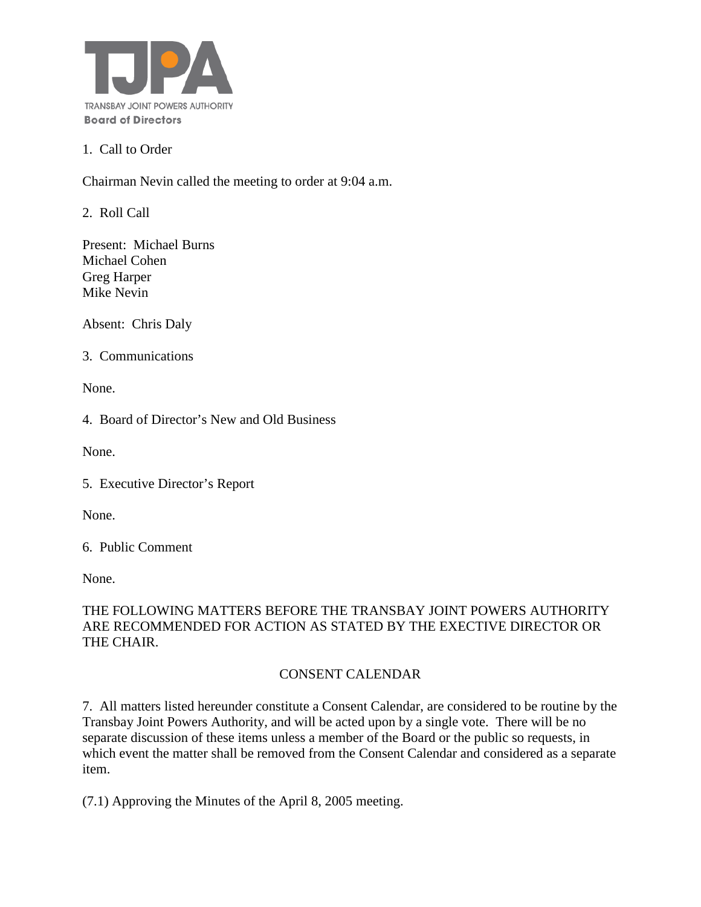TRANSBAY JOINT POWERS AUTHORITY
**Board of Directors**

1. Call to Order

Chairman Nevin called the meeting to order at 9:04 a.m.

2. Roll Call

Present: Michael Burns
Michael Cohen
Greg Harper
Mike Nevin

Absent: Chris Daly

3. Communications

None.

4. Board of Director's New and Old Business

None.

5. Executive Director's Report

None.

6. Public Comment

None.

THE FOLLOWING MATTERS BEFORE THE TRANSBAY JOINT POWERS AUTHORITY ARE RECOMMENDED FOR ACTION AS STATED BY THE EXECTIVE DIRECTOR OR THE CHAIR.

CONSENT CALENDAR

7. All matters listed hereunder constitute a Consent Calendar, are considered to be routine by the Transbay Joint Powers Authority, and will be acted upon by a single vote. There will be no separate discussion of these items unless a member of the Board or the public so requests, in which event the matter shall be removed from the Consent Calendar and considered as a separate item.

(7.1) Approving the Minutes of the April 8, 2005 meeting.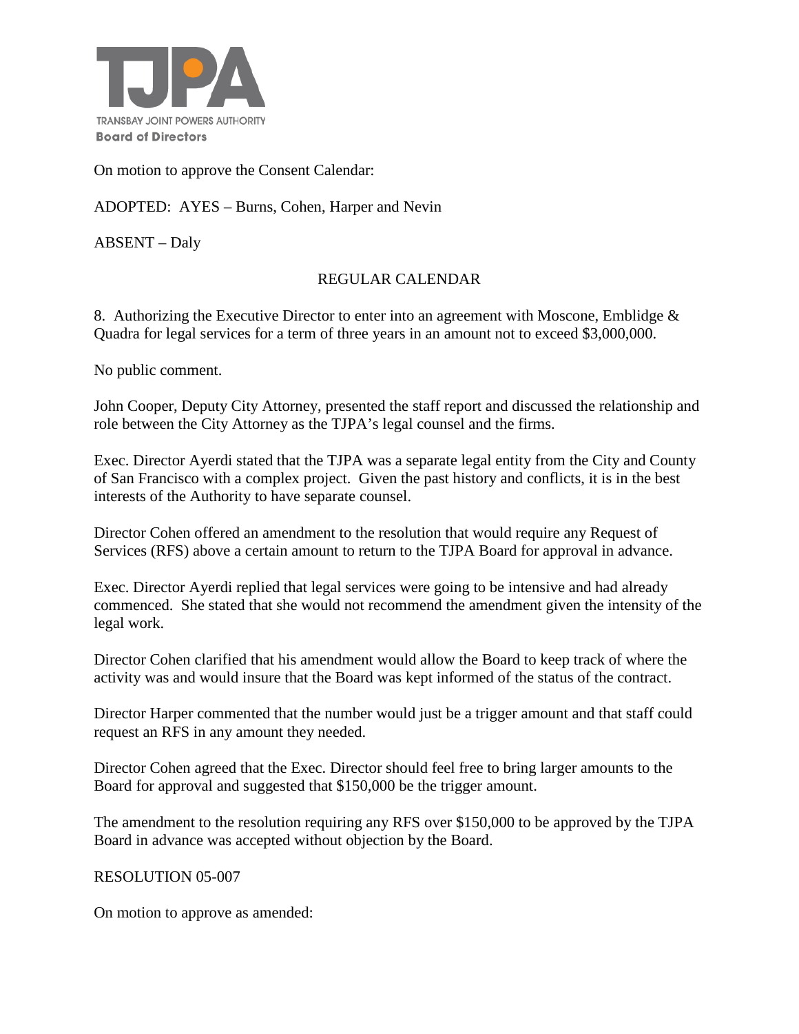On motion to approve the Consent Calendar:

ADOPTED: AYES – Burns, Cohen, Harper and Nevin

ABSENT – Daly

## REGULAR CALENDAR

8. Authorizing the Executive Director to enter into an agreement with Moscone, Emblidge & Quadra for legal services for a term of three years in an amount not to exceed $3,000,000.

No public comment.

John Cooper, Deputy City Attorney, presented the staff report and discussed the relationship and role between the City Attorney as the TJPA's legal counsel and the firms.

Exec. Director Ayerdi stated that the TJPA was a separate legal entity from the City and County of San Francisco with a complex project. Given the past history and conflicts, it is in the best interests of the Authority to have separate counsel.

Director Cohen offered an amendment to the resolution that would require any Request of Services (RFS) above a certain amount to return to the TJPA Board for approval in advance.

Exec. Director Ayerdi replied that legal services were going to be intensive and had already commenced. She stated that she would not recommend the amendment given the intensity of the legal work.

Director Cohen clarified that his amendment would allow the Board to keep track of where the activity was and would insure that the Board was kept informed of the status of the contract.

Director Harper commented that the number would just be a trigger amount and that staff could request an RFS in any amount they needed.

Director Cohen agreed that the Exec. Director should feel free to bring larger amounts to the Board for approval and suggested that $150,000 be the trigger amount.

The amendment to the resolution requiring any RFS over $150,000 to be approved by the TJPA Board in advance was accepted without objection by the Board.

RESOLUTION 05-007

On motion to approve as amended: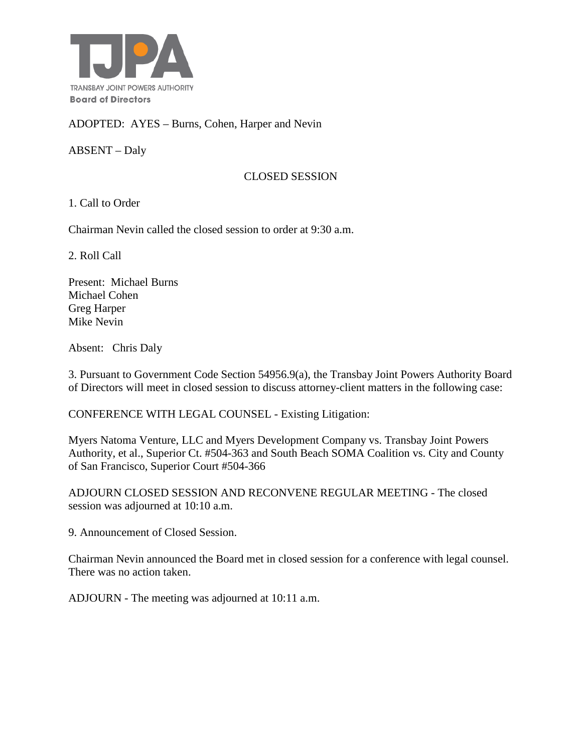ADOPTED: AYES – Burns, Cohen, Harper and Nevin

ABSENT – Daly

## CLOSED SESSION

1. Call to Order

Chairman Nevin called the closed session to order at 9:30 a.m.

2. Roll Call

Present: Michael Burns
Michael Cohen
Greg Harper
Mike Nevin

Absent: Chris Daly

3. Pursuant to Government Code Section 54956.9(a), the Transbay Joint Powers Authority Board of Directors will meet in closed session to discuss attorney-client matters in the following case:

CONFERENCE WITH LEGAL COUNSEL - Existing Litigation:

Myers Natoma Venture, LLC and Myers Development Company vs. Transbay Joint Powers Authority, et al., Superior Ct. #504-363 and South Beach SOMA Coalition vs. City and County of San Francisco, Superior Court #504-366

ADJOURN CLOSED SESSION AND RECONVENE REGULAR MEETING - The closed session was adjourned at 10:10 a.m.

9. Announcement of Closed Session.

Chairman Nevin announced the Board met in closed session for a conference with legal counsel. There was no action taken.

ADJOURN - The meeting was adjourned at 10:11 a.m.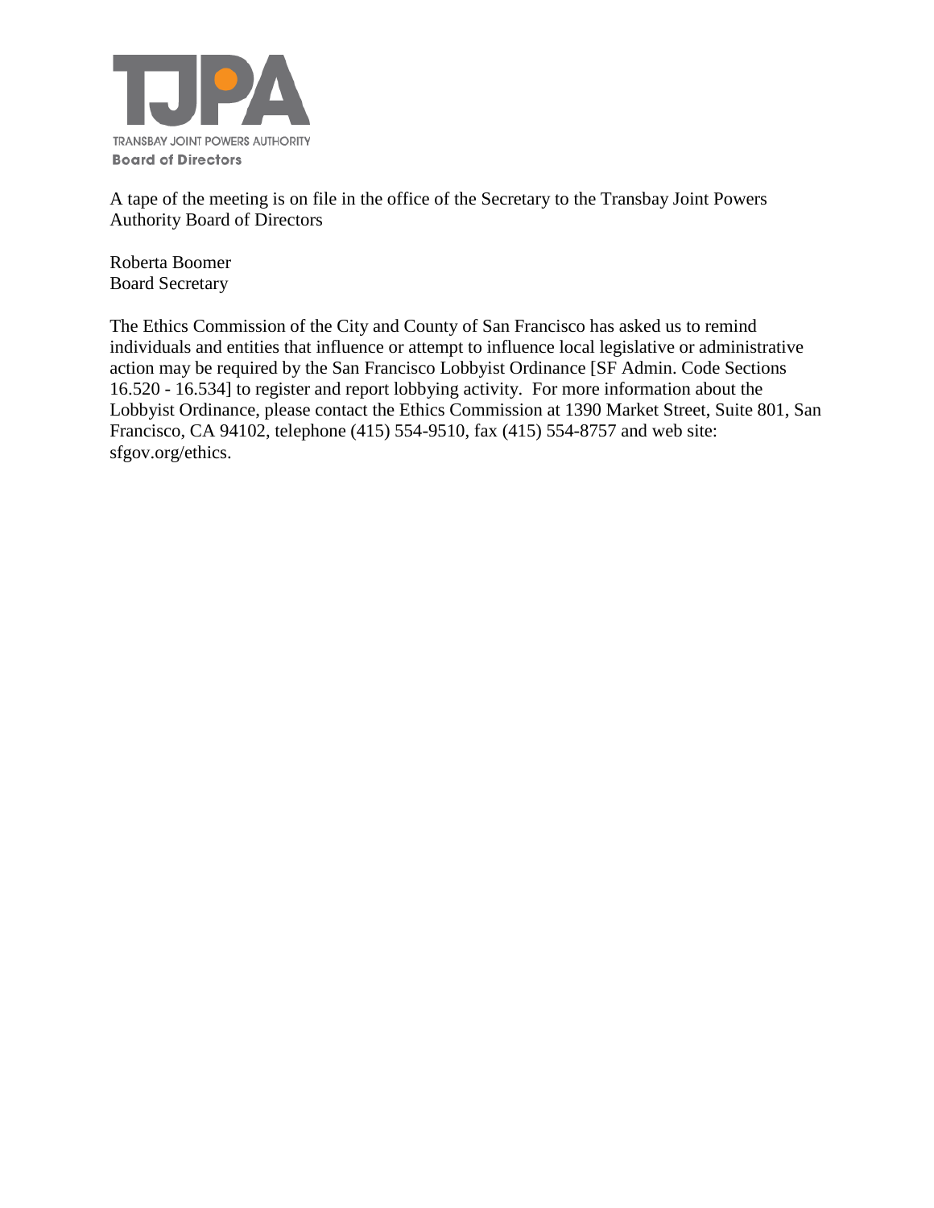TJPA

TRANSBAY JOINT POWERS AUTHORITY

**Board of Directors**

A tape of the meeting is on file in the office of the Secretary to the Transbay Joint Powers Authority Board of Directors

Roberta Boomer
Board Secretary

The Ethics Commission of the City and County of San Francisco has asked us to remind individuals and entities that influence or attempt to influence local legislative or administrative action may be required by the San Francisco Lobbyist Ordinance [SF Admin. Code Sections 16.520 - 16.534] to register and report lobbying activity. For more information about the Lobbyist Ordinance, please contact the Ethics Commission at 1390 Market Street, Suite 801, San Francisco, CA 94102, telephone (415) 554-9510, fax (415) 554-8757 and web site: sfgov.org/ethics.